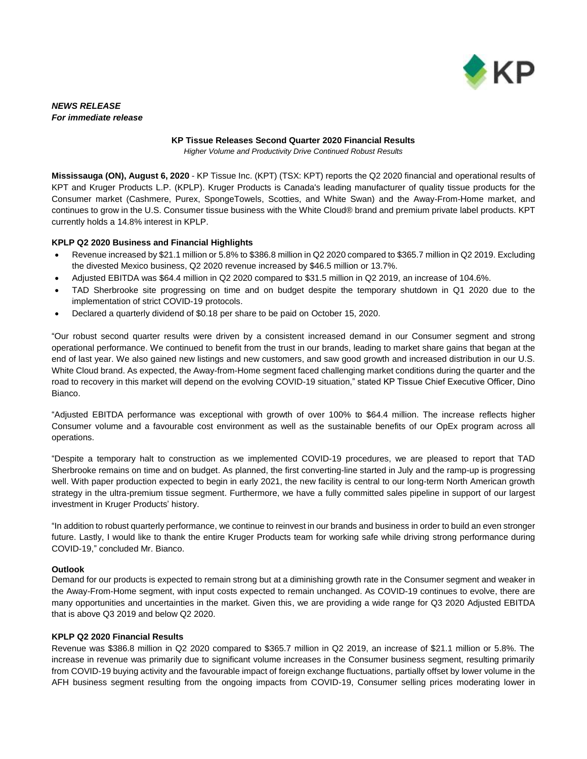***NEWS RELEASE***
***For immediate release***

**KP Tissue Releases Second Quarter 2020 Financial Results**

*Higher Volume and Productivity Drive Continued Robust Results*

**Mississauga (ON), August 6, 2020** - KP Tissue Inc. (KPT) (TSX: KPT) reports the Q2 2020 financial and operational results of KPT and Kruger Products L.P. (KPLP). Kruger Products is Canada's leading manufacturer of quality tissue products for the Consumer market (Cashmere, Purex, SpongeTowels, Scotties, and White Swan) and the Away-From-Home market, and continues to grow in the U.S. Consumer tissue business with the White Cloud® brand and premium private label products. KPT currently holds a 14.8% interest in KPLP.

**KPLP Q2 2020 Business and Financial Highlights**

- Revenue increased by $21.1 million or 5.8% to $386.8 million in Q2 2020 compared to $365.7 million in Q2 2019. Excluding the divested Mexico business, Q2 2020 revenue increased by $46.5 million or 13.7%.
- Adjusted EBITDA was $64.4 million in Q2 2020 compared to $31.5 million in Q2 2019, an increase of 104.6%.
- TAD Sherbrooke site progressing on time and on budget despite the temporary shutdown in Q1 2020 due to the implementation of strict COVID-19 protocols.
- Declared a quarterly dividend of $0.18 per share to be paid on October 15, 2020.

"Our robust second quarter results were driven by a consistent increased demand in our Consumer segment and strong operational performance. We continued to benefit from the trust in our brands, leading to market share gains that began at the end of last year. We also gained new listings and new customers, and saw good growth and increased distribution in our U.S. White Cloud brand. As expected, the Away-from-Home segment faced challenging market conditions during the quarter and the road to recovery in this market will depend on the evolving COVID-19 situation," stated KP Tissue Chief Executive Officer, Dino Bianco.

"Adjusted EBITDA performance was exceptional with growth of over 100% to $64.4 million. The increase reflects higher Consumer volume and a favourable cost environment as well as the sustainable benefits of our OpEx program across all operations.

"Despite a temporary halt to construction as we implemented COVID-19 procedures, we are pleased to report that TAD Sherbrooke remains on time and on budget. As planned, the first converting-line started in July and the ramp-up is progressing well. With paper production expected to begin in early 2021, the new facility is central to our long-term North American growth strategy in the ultra-premium tissue segment. Furthermore, we have a fully committed sales pipeline in support of our largest investment in Kruger Products' history.

"In addition to robust quarterly performance, we continue to reinvest in our brands and business in order to build an even stronger future. Lastly, I would like to thank the entire Kruger Products team for working safe while driving strong performance during COVID-19," concluded Mr. Bianco.

**Outlook**

Demand for our products is expected to remain strong but at a diminishing growth rate in the Consumer segment and weaker in the Away-From-Home segment, with input costs expected to remain unchanged. As COVID-19 continues to evolve, there are many opportunities and uncertainties in the market. Given this, we are providing a wide range for Q3 2020 Adjusted EBITDA that is above Q3 2019 and below Q2 2020.

**KPLP Q2 2020 Financial Results**

Revenue was $386.8 million in Q2 2020 compared to $365.7 million in Q2 2019, an increase of $21.1 million or 5.8%. The increase in revenue was primarily due to significant volume increases in the Consumer business segment, resulting primarily from COVID-19 buying activity and the favourable impact of foreign exchange fluctuations, partially offset by lower volume in the AFH business segment resulting from the ongoing impacts from COVID-19, Consumer selling prices moderating lower in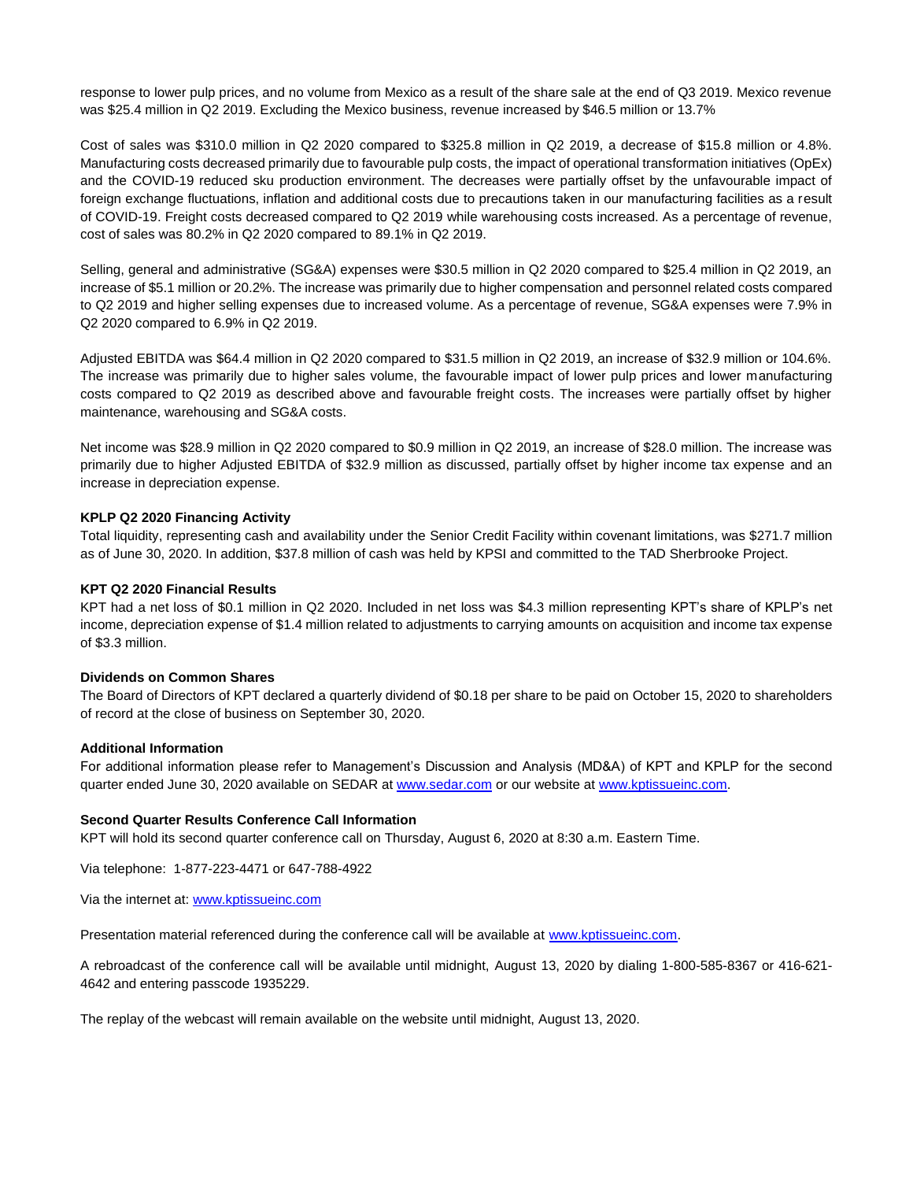response to lower pulp prices, and no volume from Mexico as a result of the share sale at the end of Q3 2019. Mexico revenue was $25.4 million in Q2 2019. Excluding the Mexico business, revenue increased by $46.5 million or 13.7%

Cost of sales was $310.0 million in Q2 2020 compared to $325.8 million in Q2 2019, a decrease of $15.8 million or 4.8%. Manufacturing costs decreased primarily due to favourable pulp costs, the impact of operational transformation initiatives (OpEx) and the COVID-19 reduced sku production environment. The decreases were partially offset by the unfavourable impact of foreign exchange fluctuations, inflation and additional costs due to precautions taken in our manufacturing facilities as a result of COVID-19. Freight costs decreased compared to Q2 2019 while warehousing costs increased. As a percentage of revenue, cost of sales was 80.2% in Q2 2020 compared to 89.1% in Q2 2019.

Selling, general and administrative (SG&A) expenses were $30.5 million in Q2 2020 compared to $25.4 million in Q2 2019, an increase of $5.1 million or 20.2%. The increase was primarily due to higher compensation and personnel related costs compared to Q2 2019 and higher selling expenses due to increased volume. As a percentage of revenue, SG&A expenses were 7.9% in Q2 2020 compared to 6.9% in Q2 2019.

Adjusted EBITDA was $64.4 million in Q2 2020 compared to $31.5 million in Q2 2019, an increase of $32.9 million or 104.6%. The increase was primarily due to higher sales volume, the favourable impact of lower pulp prices and lower manufacturing costs compared to Q2 2019 as described above and favourable freight costs. The increases were partially offset by higher maintenance, warehousing and SG&A costs.

Net income was $28.9 million in Q2 2020 compared to $0.9 million in Q2 2019, an increase of $28.0 million. The increase was primarily due to higher Adjusted EBITDA of $32.9 million as discussed, partially offset by higher income tax expense and an increase in depreciation expense.

**KPLP Q2 2020 Financing Activity**

Total liquidity, representing cash and availability under the Senior Credit Facility within covenant limitations, was $271.7 million as of June 30, 2020. In addition, $37.8 million of cash was held by KPSI and committed to the TAD Sherbrooke Project.

**KPT Q2 2020 Financial Results**

KPT had a net loss of $0.1 million in Q2 2020. Included in net loss was $4.3 million representing KPT's share of KPLP's net income, depreciation expense of $1.4 million related to adjustments to carrying amounts on acquisition and income tax expense of $3.3 million.

**Dividends on Common Shares**

The Board of Directors of KPT declared a quarterly dividend of $0.18 per share to be paid on October 15, 2020 to shareholders of record at the close of business on September 30, 2020.

**Additional Information**

For additional information please refer to Management's Discussion and Analysis (MD&A) of KPT and KPLP for the second quarter ended June 30, 2020 available on SEDAR at www.sedar.com or our website at www.kptissueinc.com.

**Second Quarter Results Conference Call Information**

KPT will hold its second quarter conference call on Thursday, August 6, 2020 at 8:30 a.m. Eastern Time.

Via telephone: 1-877-223-4471 or 647-788-4922

Via the internet at: www.kptissueinc.com

Presentation material referenced during the conference call will be available at www.kptissueinc.com.

A rebroadcast of the conference call will be available until midnight, August 13, 2020 by dialing 1-800-585-8367 or 416-621-4642 and entering passcode 1935229.

The replay of the webcast will remain available on the website until midnight, August 13, 2020.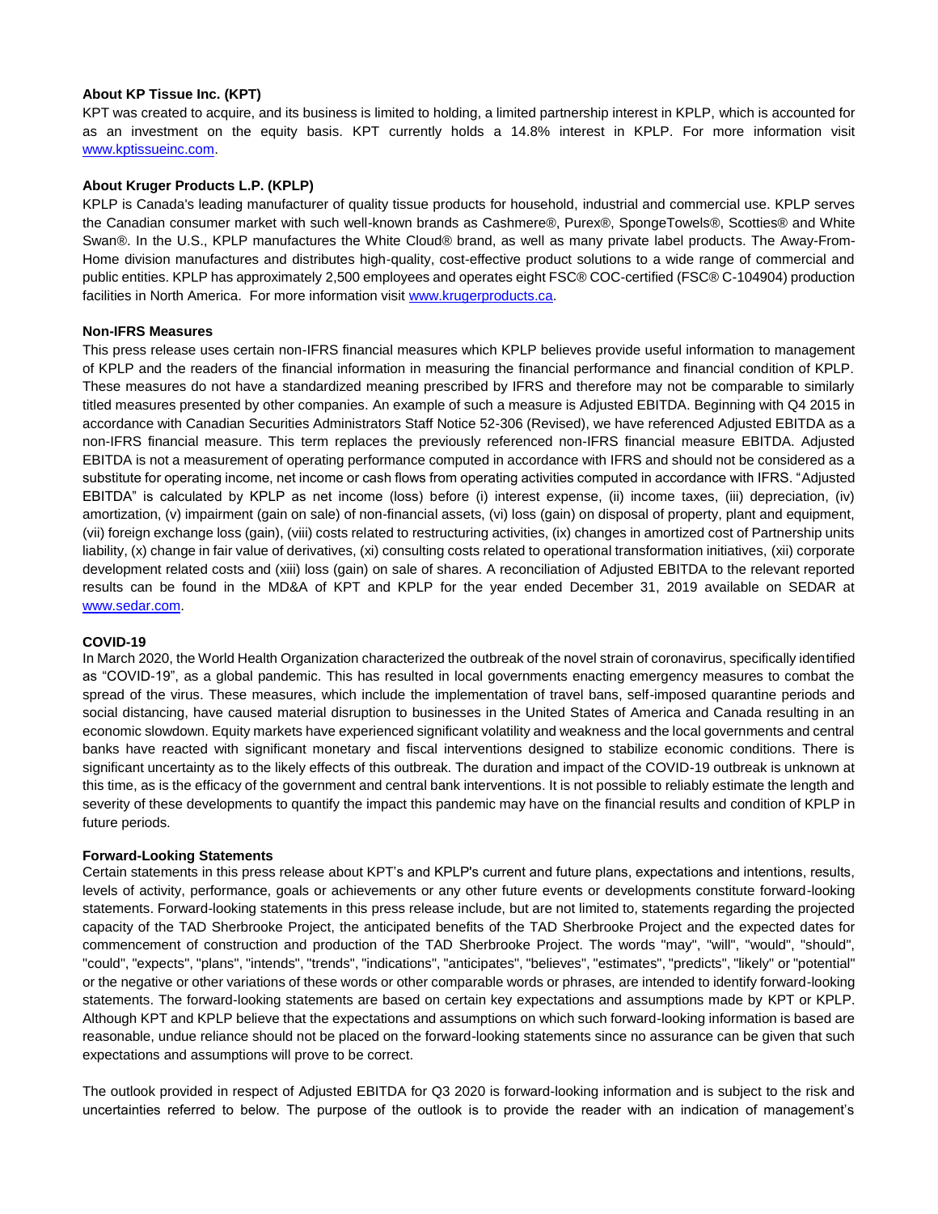**About KP Tissue Inc. (KPT)**

KPT was created to acquire, and its business is limited to holding, a limited partnership interest in KPLP, which is accounted for as an investment on the equity basis. KPT currently holds a 14.8% interest in KPLP. For more information visit www.kptissueinc.com.

**About Kruger Products L.P. (KPLP)**

KPLP is Canada's leading manufacturer of quality tissue products for household, industrial and commercial use. KPLP serves the Canadian consumer market with such well-known brands as Cashmere®, Purex®, SpongeTowels®, Scotties® and White Swan®. In the U.S., KPLP manufactures the White Cloud® brand, as well as many private label products. The Away-From-Home division manufactures and distributes high-quality, cost-effective product solutions to a wide range of commercial and public entities. KPLP has approximately 2,500 employees and operates eight FSC® COC-certified (FSC® C-104904) production facilities in North America. For more information visit www.krugerproducts.ca.

**Non-IFRS Measures**

This press release uses certain non-IFRS financial measures which KPLP believes provide useful information to management of KPLP and the readers of the financial information in measuring the financial performance and financial condition of KPLP. These measures do not have a standardized meaning prescribed by IFRS and therefore may not be comparable to similarly titled measures presented by other companies. An example of such a measure is Adjusted EBITDA. Beginning with Q4 2015 in accordance with Canadian Securities Administrators Staff Notice 52-306 (Revised), we have referenced Adjusted EBITDA as a non-IFRS financial measure. This term replaces the previously referenced non-IFRS financial measure EBITDA. Adjusted EBITDA is not a measurement of operating performance computed in accordance with IFRS and should not be considered as a substitute for operating income, net income or cash flows from operating activities computed in accordance with IFRS. "Adjusted EBITDA" is calculated by KPLP as net income (loss) before (i) interest expense, (ii) income taxes, (iii) depreciation, (iv) amortization, (v) impairment (gain on sale) of non-financial assets, (vi) loss (gain) on disposal of property, plant and equipment, (vii) foreign exchange loss (gain), (viii) costs related to restructuring activities, (ix) changes in amortized cost of Partnership units liability, (x) change in fair value of derivatives, (xi) consulting costs related to operational transformation initiatives, (xii) corporate development related costs and (xiii) loss (gain) on sale of shares. A reconciliation of Adjusted EBITDA to the relevant reported results can be found in the MD&A of KPT and KPLP for the year ended December 31, 2019 available on SEDAR at www.sedar.com.

**COVID-19**

In March 2020, the World Health Organization characterized the outbreak of the novel strain of coronavirus, specifically identified as "COVID-19", as a global pandemic. This has resulted in local governments enacting emergency measures to combat the spread of the virus. These measures, which include the implementation of travel bans, self-imposed quarantine periods and social distancing, have caused material disruption to businesses in the United States of America and Canada resulting in an economic slowdown. Equity markets have experienced significant volatility and weakness and the local governments and central banks have reacted with significant monetary and fiscal interventions designed to stabilize economic conditions. There is significant uncertainty as to the likely effects of this outbreak. The duration and impact of the COVID-19 outbreak is unknown at this time, as is the efficacy of the government and central bank interventions. It is not possible to reliably estimate the length and severity of these developments to quantify the impact this pandemic may have on the financial results and condition of KPLP in future periods.

**Forward-Looking Statements**

Certain statements in this press release about KPT's and KPLP's current and future plans, expectations and intentions, results, levels of activity, performance, goals or achievements or any other future events or developments constitute forward-looking statements. Forward-looking statements in this press release include, but are not limited to, statements regarding the projected capacity of the TAD Sherbrooke Project, the anticipated benefits of the TAD Sherbrooke Project and the expected dates for commencement of construction and production of the TAD Sherbrooke Project. The words "may", "will", "would", "should", "could", "expects", "plans", "intends", "trends", "indications", "anticipates", "believes", "estimates", "predicts", "likely" or "potential" or the negative or other variations of these words or other comparable words or phrases, are intended to identify forward-looking statements. The forward-looking statements are based on certain key expectations and assumptions made by KPT or KPLP. Although KPT and KPLP believe that the expectations and assumptions on which such forward-looking information is based are reasonable, undue reliance should not be placed on the forward-looking statements since no assurance can be given that such expectations and assumptions will prove to be correct.

The outlook provided in respect of Adjusted EBITDA for Q3 2020 is forward-looking information and is subject to the risk and uncertainties referred to below. The purpose of the outlook is to provide the reader with an indication of management's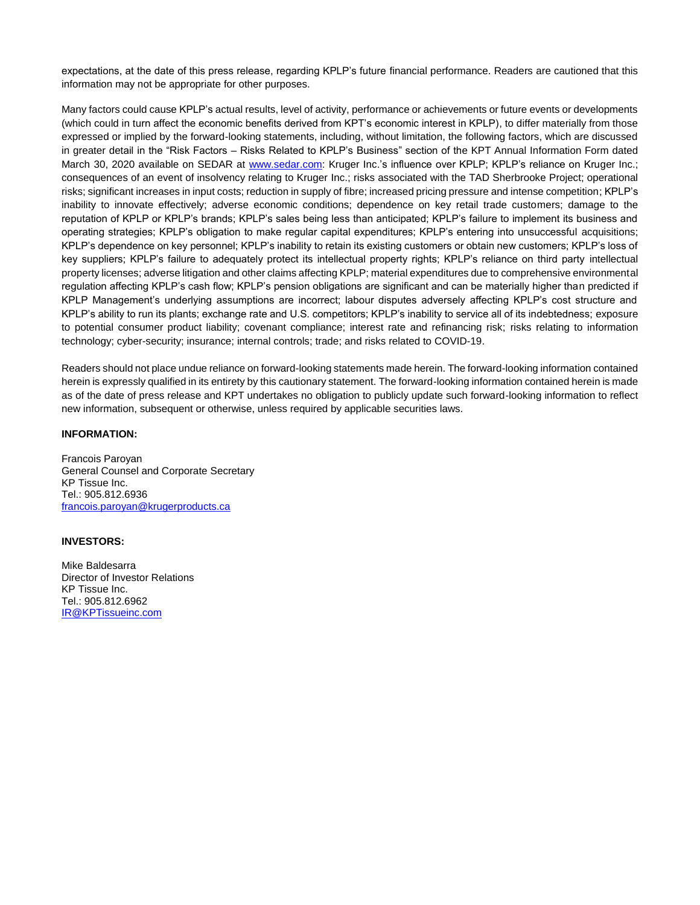expectations, at the date of this press release, regarding KPLP's future financial performance. Readers are cautioned that this information may not be appropriate for other purposes.

Many factors could cause KPLP's actual results, level of activity, performance or achievements or future events or developments (which could in turn affect the economic benefits derived from KPT's economic interest in KPLP), to differ materially from those expressed or implied by the forward-looking statements, including, without limitation, the following factors, which are discussed in greater detail in the "Risk Factors – Risks Related to KPLP's Business" section of the KPT Annual Information Form dated March 30, 2020 available on SEDAR at [www.sedar.com](http://www.sedar.com): Kruger Inc.'s influence over KPLP; KPLP's reliance on Kruger Inc.; consequences of an event of insolvency relating to Kruger Inc.; risks associated with the TAD Sherbrooke Project; operational risks; significant increases in input costs; reduction in supply of fibre; increased pricing pressure and intense competition; KPLP's inability to innovate effectively; adverse economic conditions; dependence on key retail trade customers; damage to the reputation of KPLP or KPLP's brands; KPLP's sales being less than anticipated; KPLP's failure to implement its business and operating strategies; KPLP's obligation to make regular capital expenditures; KPLP's entering into unsuccessful acquisitions; KPLP's dependence on key personnel; KPLP's inability to retain its existing customers or obtain new customers; KPLP's loss of key suppliers; KPLP's failure to adequately protect its intellectual property rights; KPLP's reliance on third party intellectual property licenses; adverse litigation and other claims affecting KPLP; material expenditures due to comprehensive environmental regulation affecting KPLP's cash flow; KPLP's pension obligations are significant and can be materially higher than predicted if KPLP Management's underlying assumptions are incorrect; labour disputes adversely affecting KPLP's cost structure and KPLP's ability to run its plants; exchange rate and U.S. competitors; KPLP's inability to service all of its indebtedness; exposure to potential consumer product liability; covenant compliance; interest rate and refinancing risk; risks relating to information technology; cyber-security; insurance; internal controls; trade; and risks related to COVID-19.

Readers should not place undue reliance on forward-looking statements made herein. The forward-looking information contained herein is expressly qualified in its entirety by this cautionary statement. The forward-looking information contained herein is made as of the date of press release and KPT undertakes no obligation to publicly update such forward-looking information to reflect new information, subsequent or otherwise, unless required by applicable securities laws.

**INFORMATION:**

Francois Paroyan
General Counsel and Corporate Secretary
KP Tissue Inc.
Tel.: 905.812.6936
[francois.paroyan@krugerproducts.ca](mailto:francois.paroyan@krugerproducts.ca)

**INVESTORS:**

Mike Baldesarra
Director of Investor Relations
KP Tissue Inc.
Tel.: 905.812.6962
[IR@KPTissueinc.com](mailto:IR@KPTissueinc.com)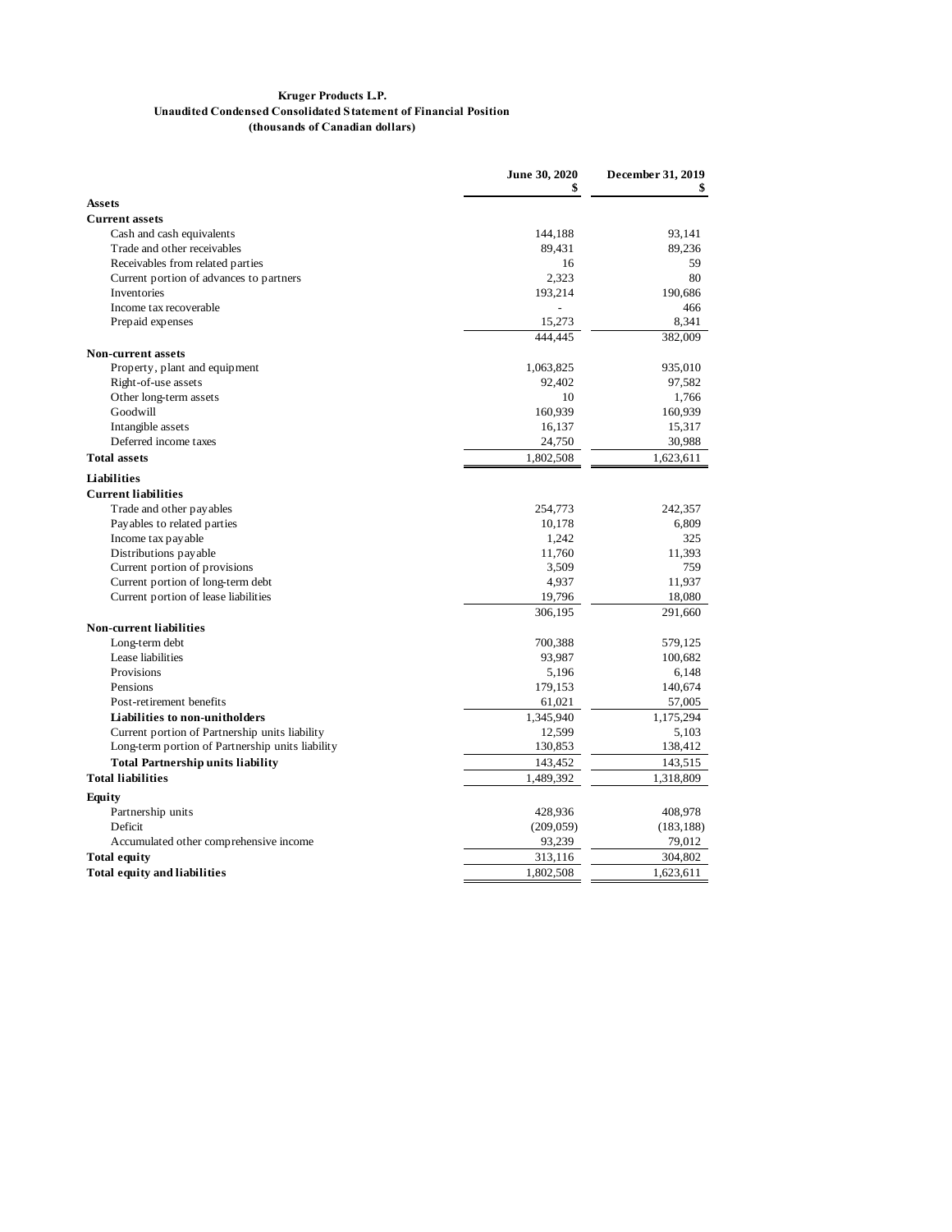**Kruger Products L.P.**
**Unaudited Condensed Consolidated Statement of Financial Position**
**(thousands of Canadian dollars)**

| | June 30, 2020 $ | December 31, 2019 $ |
|---|---|---|
| **Assets** | | |
| **Current assets** | | |
| Cash and cash equivalents | 144,188 | 93,141 |
| Trade and other receivables | 89,431 | 89,236 |
| Receivables from related parties | 16 | 59 |
| Current portion of advances to partners | 2,323 | 80 |
| Inventories | 193,214 | 190,686 |
| Income tax recoverable | - | 466 |
| Prepaid expenses | 15,273 | 8,341 |
| | 444,445 | 382,009 |
| **Non-current assets** | | |
| Property, plant and equipment | 1,063,825 | 935,010 |
| Right-of-use assets | 92,402 | 97,582 |
| Other long-term assets | 10 | 1,766 |
| Goodwill | 160,939 | 160,939 |
| Intangible assets | 16,137 | 15,317 |
| Deferred income taxes | 24,750 | 30,988 |
| **Total assets** | 1,802,508 | 1,623,611 |
| **Liabilities** | | |
| **Current liabilities** | | |
| Trade and other payables | 254,773 | 242,357 |
| Payables to related parties | 10,178 | 6,809 |
| Income tax payable | 1,242 | 325 |
| Distributions payable | 11,760 | 11,393 |
| Current portion of provisions | 3,509 | 759 |
| Current portion of long-term debt | 4,937 | 11,937 |
| Current portion of lease liabilities | 19,796 | 18,080 |
| | 306,195 | 291,660 |
| **Non-current liabilities** | | |
| Long-term debt | 700,388 | 579,125 |
| Lease liabilities | 93,987 | 100,682 |
| Provisions | 5,196 | 6,148 |
| Pensions | 179,153 | 140,674 |
| Post-retirement benefits | 61,021 | 57,005 |
| **Liabilities to non-unitholders** | 1,345,940 | 1,175,294 |
| Current portion of Partnership units liability | 12,599 | 5,103 |
| Long-term portion of Partnership units liability | 130,853 | 138,412 |
| **Total Partnership units liability** | 143,452 | 143,515 |
| **Total liabilities** | 1,489,392 | 1,318,809 |
| **Equity** | | |
| Partnership units | 428,936 | 408,978 |
| Deficit | (209,059) | (183,188) |
| Accumulated other comprehensive income | 93,239 | 79,012 |
| **Total equity** | 313,116 | 304,802 |
| **Total equity and liabilities** | 1,802,508 | 1,623,611 |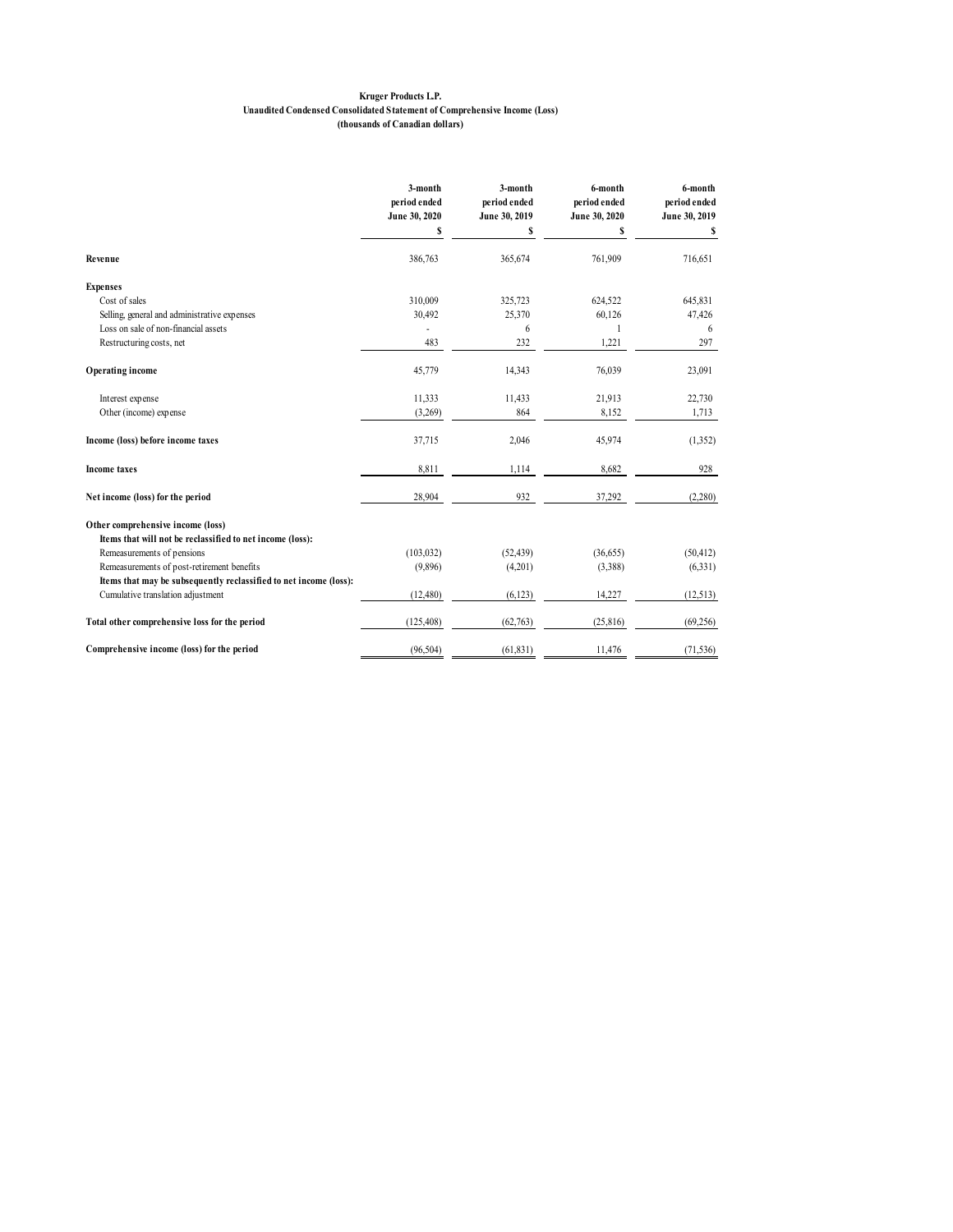**Kruger Products L.P.**
**Unaudited Condensed Consolidated Statement of Comprehensive Income (Loss)**
**(thousands of Canadian dollars)**

| | 3-month period ended June 30, 2020 $ | 3-month period ended June 30, 2019 $ | 6-month period ended June 30, 2020 $ | 6-month period ended June 30, 2019 $ |
|---|---|---|---|---|
| **Revenue** | 386,763 | 365,674 | 761,909 | 716,651 |
| **Expenses** | | | | |
| Cost of sales | 310,009 | 325,723 | 624,522 | 645,831 |
| Selling, general and administrative expenses | 30,492 | 25,370 | 60,126 | 47,426 |
| Loss on sale of non-financial assets | - | 6 | 1 | 6 |
| Restructuring costs, net | 483 | 232 | 1,221 | 297 |
| **Operating income** | 45,779 | 14,343 | 76,039 | 23,091 |
| Interest expense | 11,333 | 11,433 | 21,913 | 22,730 |
| Other (income) expense | (3,269) | 864 | 8,152 | 1,713 |
| **Income (loss) before income taxes** | 37,715 | 2,046 | 45,974 | (1,352) |
| **Income taxes** | 8,811 | 1,114 | 8,682 | 928 |
| **Net income (loss) for the period** | 28,904 | 932 | 37,292 | (2,280) |
| **Other comprehensive income (loss)** | | | | |
| **Items that will not be reclassified to net income (loss):** | | | | |
| Remeasurements of pensions | (103,032) | (52,439) | (36,655) | (50,412) |
| Remeasurements of post-retirement benefits | (9,896) | (4,201) | (3,388) | (6,331) |
| **Items that may be subsequently reclassified to net income (loss):** | | | | |
| Cumulative translation adjustment | (12,480) | (6,123) | 14,227 | (12,513) |
| **Total other comprehensive loss for the period** | (125,408) | (62,763) | (25,816) | (69,256) |
| **Comprehensive income (loss) for the period** | (96,504) | (61,831) | 11,476 | (71,536) |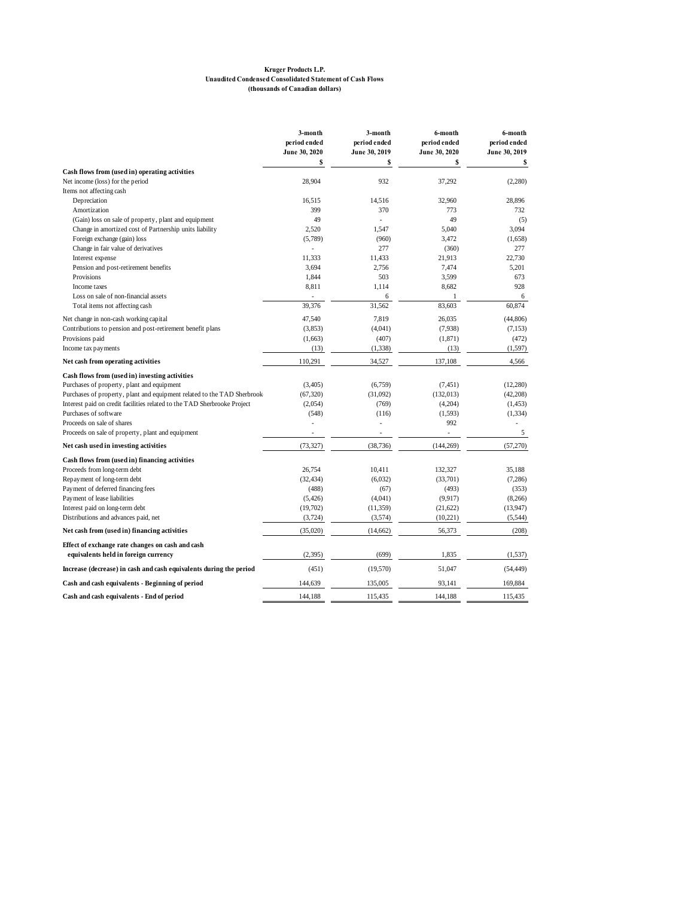**Kruger Products L.P.**
**Unaudited Condensed Consolidated Statement of Cash Flows**
**(thousands of Canadian dollars)**

| | 3-month period ended June 30, 2020 | 3-month period ended June 30, 2019 | 6-month period ended June 30, 2020 | 6-month period ended June 30, 2019 |
|---|---|---|---|---|
| | $ | $ | $ | $ |
| **Cash flows from (used in) operating activities** | | | | |
| Net income (loss) for the period | 28,904 | 932 | 37,292 | (2,280) |
| Items not affecting cash | | | | |
| Depreciation | 16,515 | 14,516 | 32,960 | 28,896 |
| Amortization | 399 | 370 | 773 | 732 |
| (Gain) loss on sale of property, plant and equipment | 49 | - | 49 | (5) |
| Change in amortized cost of Partnership units liability | 2,520 | 1,547 | 5,040 | 3,094 |
| Foreign exchange (gain) loss | (5,789) | (960) | 3,472 | (1,658) |
| Change in fair value of derivatives | - | 277 | (360) | 277 |
| Interest expense | 11,333 | 11,433 | 21,913 | 22,730 |
| Pension and post-retirement benefits | 3,694 | 2,756 | 7,474 | 5,201 |
| Provisions | 1,844 | 503 | 3,599 | 673 |
| Income taxes | 8,811 | 1,114 | 8,682 | 928 |
| Loss on sale of non-financial assets | - | 6 | 1 | 6 |
| Total items not affecting cash | 39,376 | 31,562 | 83,603 | 60,874 |
| Net change in non-cash working capital | 47,540 | 7,819 | 26,035 | (44,806) |
| Contributions to pension and post-retirement benefit plans | (3,853) | (4,041) | (7,938) | (7,153) |
| Provisions paid | (1,663) | (407) | (1,871) | (472) |
| Income tax payments | (13) | (1,338) | (13) | (1,597) |
| **Net cash from operating activities** | 110,291 | 34,527 | 137,108 | 4,566 |
| **Cash flows from (used in) investing activities** | | | | |
| Purchases of property, plant and equipment | (3,405) | (6,759) | (7,451) | (12,280) |
| Purchases of property, plant and equipment related to the TAD Sherbrook | (67,320) | (31,092) | (132,013) | (42,208) |
| Interest paid on credit facilities related to the TAD Sherbrooke Project | (2,054) | (769) | (4,204) | (1,453) |
| Purchases of software | (548) | (116) | (1,593) | (1,334) |
| Proceeds on sale of shares | - | - | 992 | - |
| Proceeds on sale of property, plant and equipment | - | - | - | 5 |
| **Net cash used in investing activities** | (73,327) | (38,736) | (144,269) | (57,270) |
| **Cash flows from (used in) financing activities** | | | | |
| Proceeds from long-term debt | 26,754 | 10,411 | 132,327 | 35,188 |
| Repayment of long-term debt | (32,434) | (6,032) | (33,701) | (7,286) |
| Payment of deferred financing fees | (488) | (67) | (493) | (353) |
| Payment of lease liabilities | (5,426) | (4,041) | (9,917) | (8,266) |
| Interest paid on long-term debt | (19,702) | (11,359) | (21,622) | (13,947) |
| Distributions and advances paid, net | (3,724) | (3,574) | (10,221) | (5,544) |
| **Net cash from (used in) financing activities** | (35,020) | (14,662) | 56,373 | (208) |
| **Effect of exchange rate changes on cash and cash equivalents held in foreign currency** | (2,395) | (699) | 1,835 | (1,537) |
| **Increase (decrease) in cash and cash equivalents during the period** | (451) | (19,570) | 51,047 | (54,449) |
| **Cash and cash equivalents - Beginning of period** | 144,639 | 135,005 | 93,141 | 169,884 |
| **Cash and cash equivalents - End of period** | 144,188 | 115,435 | 144,188 | 115,435 |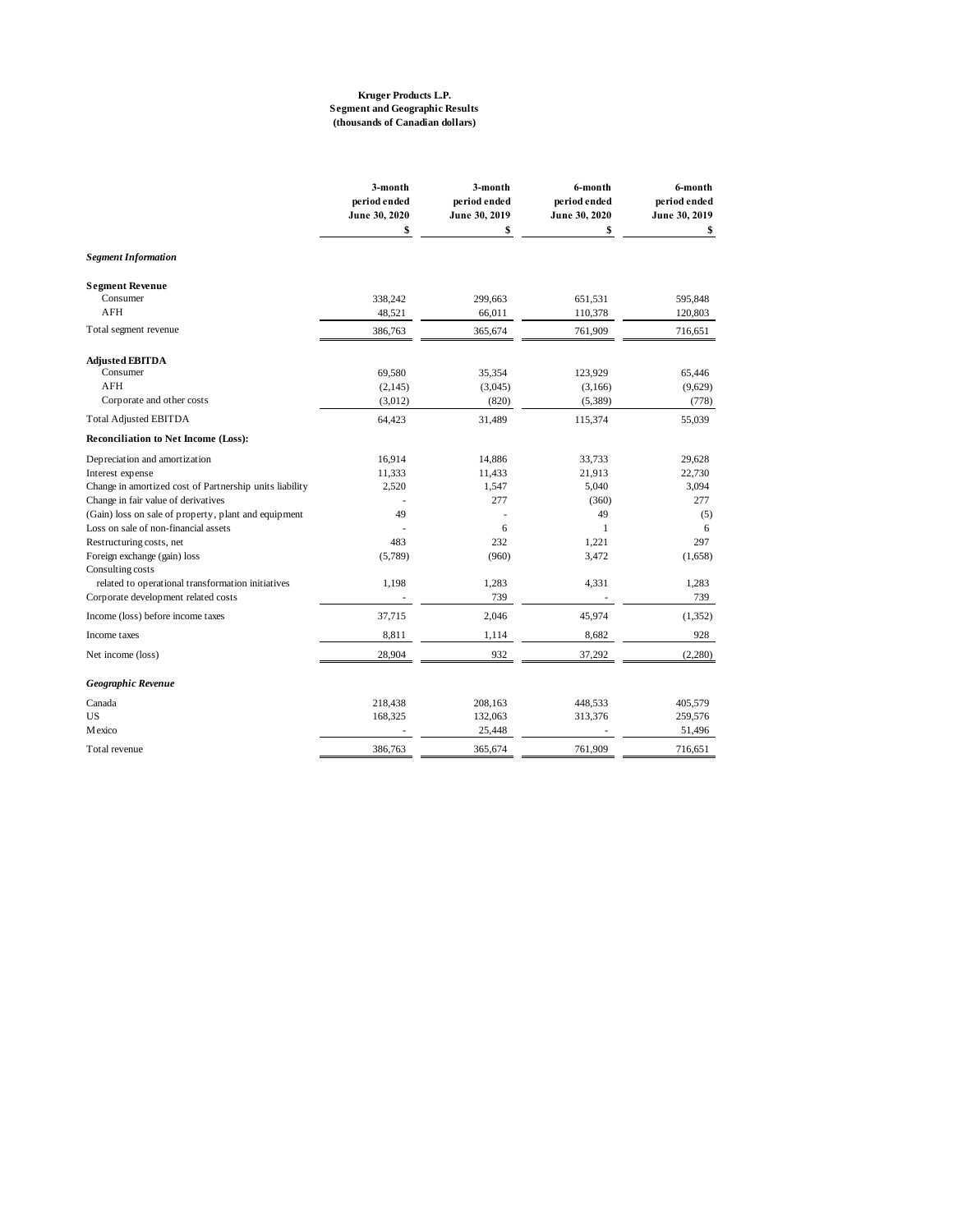**Kruger Products L.P.**
**Segment and Geographic Results**
**(thousands of Canadian dollars)**

| | 3-month period ended June 30, 2020 $ | 3-month period ended June 30, 2019 $ | 6-month period ended June 30, 2020 $ | 6-month period ended June 30, 2019 $ |
|---|---|---|---|---|
| ***Segment Information*** | | | | |
| **Segment Revenue** | | | | |
| Consumer | 338,242 | 299,663 | 651,531 | 595,848 |
| AFH | 48,521 | 66,011 | 110,378 | 120,803 |
| Total segment revenue | 386,763 | 365,674 | 761,909 | 716,651 |
| **Adjusted EBITDA** | | | | |
| Consumer | 69,580 | 35,354 | 123,929 | 65,446 |
| AFH | (2,145) | (3,045) | (3,166) | (9,629) |
| Corporate and other costs | (3,012) | (820) | (5,389) | (778) |
| Total Adjusted EBITDA | 64,423 | 31,489 | 115,374 | 55,039 |
| **Reconciliation to Net Income (Loss):** | | | | |
| Depreciation and amortization | 16,914 | 14,886 | 33,733 | 29,628 |
| Interest expense | 11,333 | 11,433 | 21,913 | 22,730 |
| Change in amortized cost of Partnership units liability | 2,520 | 1,547 | 5,040 | 3,094 |
| Change in fair value of derivatives | - | 277 | (360) | 277 |
| (Gain) loss on sale of property, plant and equipment | 49 | - | 49 | (5) |
| Loss on sale of non-financial assets | - | 6 | 1 | 6 |
| Restructuring costs, net | 483 | 232 | 1,221 | 297 |
| Foreign exchange (gain) loss | (5,789) | (960) | 3,472 | (1,658) |
| Consulting costs related to operational transformation initiatives | 1,198 | 1,283 | 4,331 | 1,283 |
| Corporate development related costs | - | 739 | - | 739 |
| Income (loss) before income taxes | 37,715 | 2,046 | 45,974 | (1,352) |
| Income taxes | 8,811 | 1,114 | 8,682 | 928 |
| Net income (loss) | 28,904 | 932 | 37,292 | (2,280) |
| ***Geographic Revenue*** | | | | |
| Canada | 218,438 | 208,163 | 448,533 | 405,579 |
| US | 168,325 | 132,063 | 313,376 | 259,576 |
| Mexico | - | 25,448 | - | 51,496 |
| Total revenue | 386,763 | 365,674 | 761,909 | 716,651 |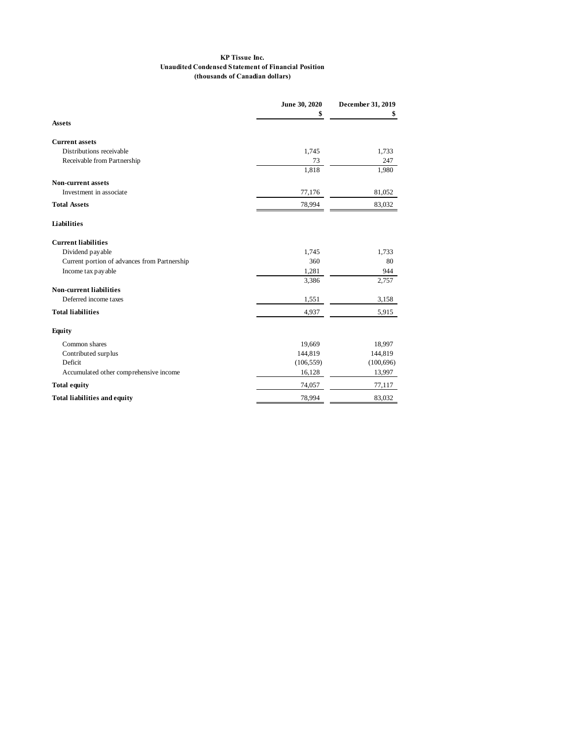**KP Tissue Inc.**
**Unaudited Condensed Statement of Financial Position**
**(thousands of Canadian dollars)**

| | June 30, 2020<br>$ | December 31, 2019<br>$ |
|---|---|---|
| **Assets** | | |
| **Current assets** | | |
| Distributions receivable | 1,745 | 1,733 |
| Receivable from Partnership | 73 | 247 |
| | 1,818 | 1,980 |
| **Non-current assets** | | |
| Investment in associate | 77,176 | 81,052 |
| **Total Assets** | 78,994 | 83,032 |
| **Liabilities** | | |
| **Current liabilities** | | |
| Dividend payable | 1,745 | 1,733 |
| Current portion of advances from Partnership | 360 | 80 |
| Income tax payable | 1,281 | 944 |
| | 3,386 | 2,757 |
| **Non-current liabilities** | | |
| Deferred income taxes | 1,551 | 3,158 |
| **Total liabilities** | 4,937 | 5,915 |
| **Equity** | | |
| Common shares | 19,669 | 18,997 |
| Contributed surplus | 144,819 | 144,819 |
| Deficit | (106,559) | (100,696) |
| Accumulated other comprehensive income | 16,128 | 13,997 |
| **Total equity** | 74,057 | 77,117 |
| **Total liabilities and equity** | 78,994 | 83,032 |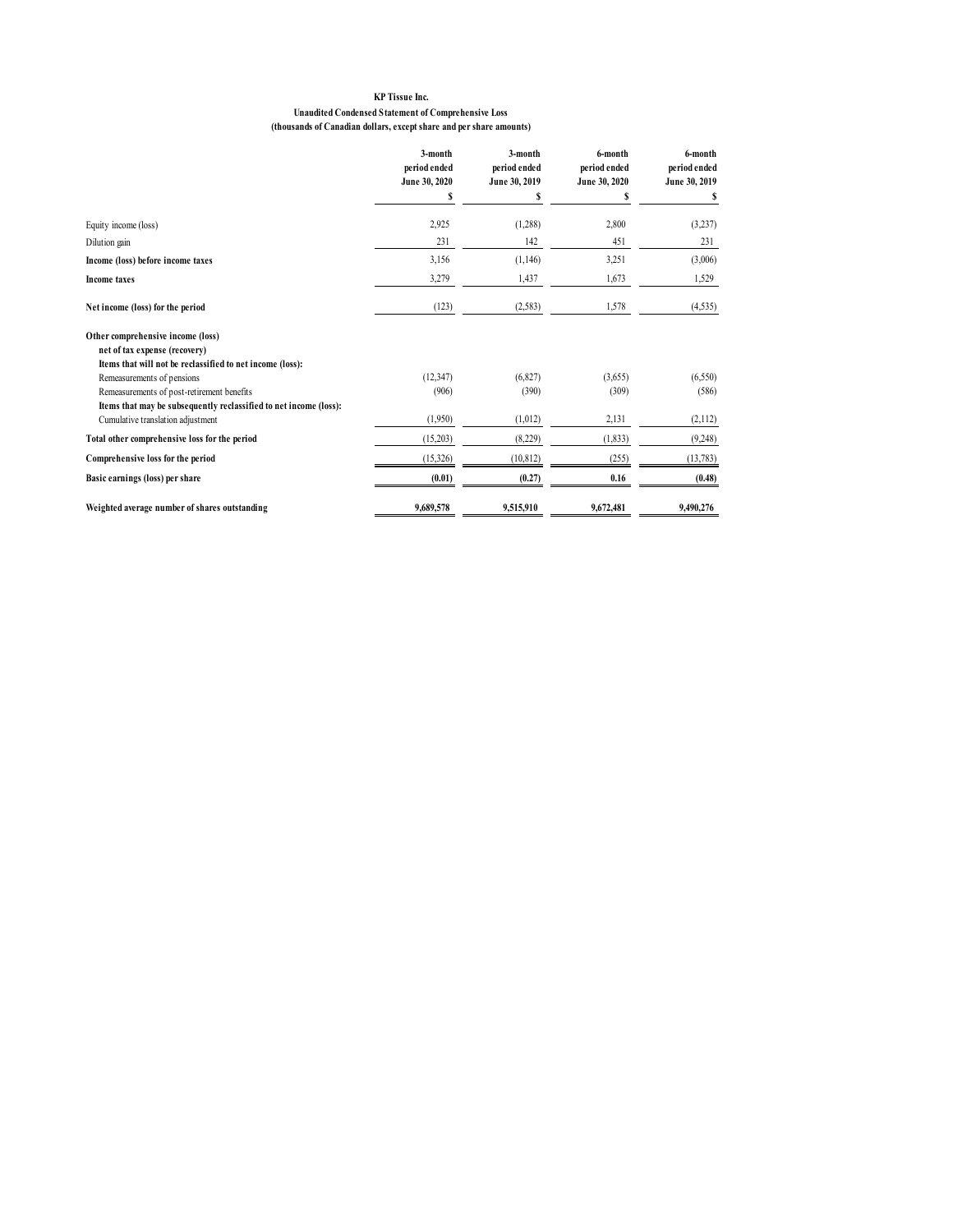**KP Tissue Inc.**

**Unaudited Condensed Statement of Comprehensive Loss**

**(thousands of Canadian dollars, except share and per share amounts)**

| | 3-month period ended June 30, 2020 | 3-month period ended June 30, 2019 | 6-month period ended June 30, 2020 | 6-month period ended June 30, 2019 |
|---|---|---|---|---|
| | $ | $ | $ | $ |
| Equity income (loss) | 2,925 | (1,288) | 2,800 | (3,237) |
| Dilution gain | 231 | 142 | 451 | 231 |
| **Income (loss) before income taxes** | 3,156 | (1,146) | 3,251 | (3,006) |
| **Income taxes** | 3,279 | 1,437 | 1,673 | 1,529 |
| **Net income (loss) for the period** | (123) | (2,583) | 1,578 | (4,535) |
| **Other comprehensive income (loss)** | | | | |
| **net of tax expense (recovery)** | | | | |
| **Items that will not be reclassified to net income (loss):** | | | | |
| Remeasurements of pensions | (12,347) | (6,827) | (3,655) | (6,550) |
| Remeasurements of post-retirement benefits | (906) | (390) | (309) | (586) |
| **Items that may be subsequently reclassified to net income (loss):** | | | | |
| Cumulative translation adjustment | (1,950) | (1,012) | 2,131 | (2,112) |
| **Total other comprehensive loss for the period** | (15,203) | (8,229) | (1,833) | (9,248) |
| **Comprehensive loss for the period** | (15,326) | (10,812) | (255) | (13,783) |
| **Basic earnings (loss) per share** | **(0.01)** | **(0.27)** | **0.16** | **(0.48)** |
| **Weighted average number of shares outstanding** | **9,689,578** | **9,515,910** | **9,672,481** | **9,490,276** |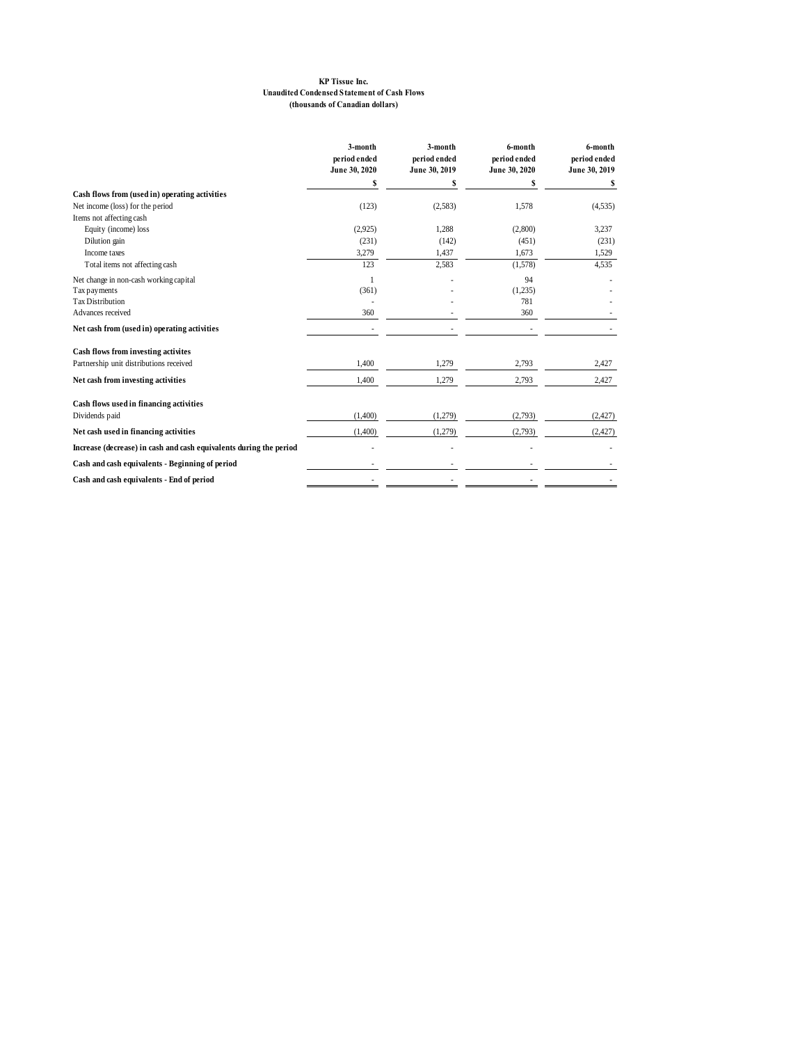**KP Tissue Inc.**
**Unaudited Condensed Statement of Cash Flows**
**(thousands of Canadian dollars)**

| | 3-month period ended June 30, 2020 | 3-month period ended June 30, 2019 | 6-month period ended June 30, 2020 | 6-month period ended June 30, 2019 |
|---|---|---|---|---|
| | $ | $ | $ | $ |
| **Cash flows from (used in) operating activities** | | | | |
| Net income (loss) for the period | (123) | (2,583) | 1,578 | (4,535) |
| Items not affecting cash | | | | |
| Equity (income) loss | (2,925) | 1,288 | (2,800) | 3,237 |
| Dilution gain | (231) | (142) | (451) | (231) |
| Income taxes | 3,279 | 1,437 | 1,673 | 1,529 |
| Total items not affecting cash | 123 | 2,583 | (1,578) | 4,535 |
| Net change in non-cash working capital | 1 | - | 94 | - |
| Tax payments | (361) | - | (1,235) | - |
| Tax Distribution | - | - | 781 | - |
| Advances received | 360 | - | 360 | - |
| **Net cash from (used in) operating activities** | - | - | - | - |
| **Cash flows from investing activites** | | | | |
| Partnership unit distributions received | 1,400 | 1,279 | 2,793 | 2,427 |
| **Net cash from investing activities** | 1,400 | 1,279 | 2,793 | 2,427 |
| **Cash flows used in financing activities** | | | | |
| Dividends paid | (1,400) | (1,279) | (2,793) | (2,427) |
| **Net cash used in financing activities** | (1,400) | (1,279) | (2,793) | (2,427) |
| **Increase (decrease) in cash and cash equivalents during the period** | - | - | - | - |
| **Cash and cash equivalents - Beginning of period** | - | - | - | - |
| **Cash and cash equivalents - End of period** | - | - | - | - |